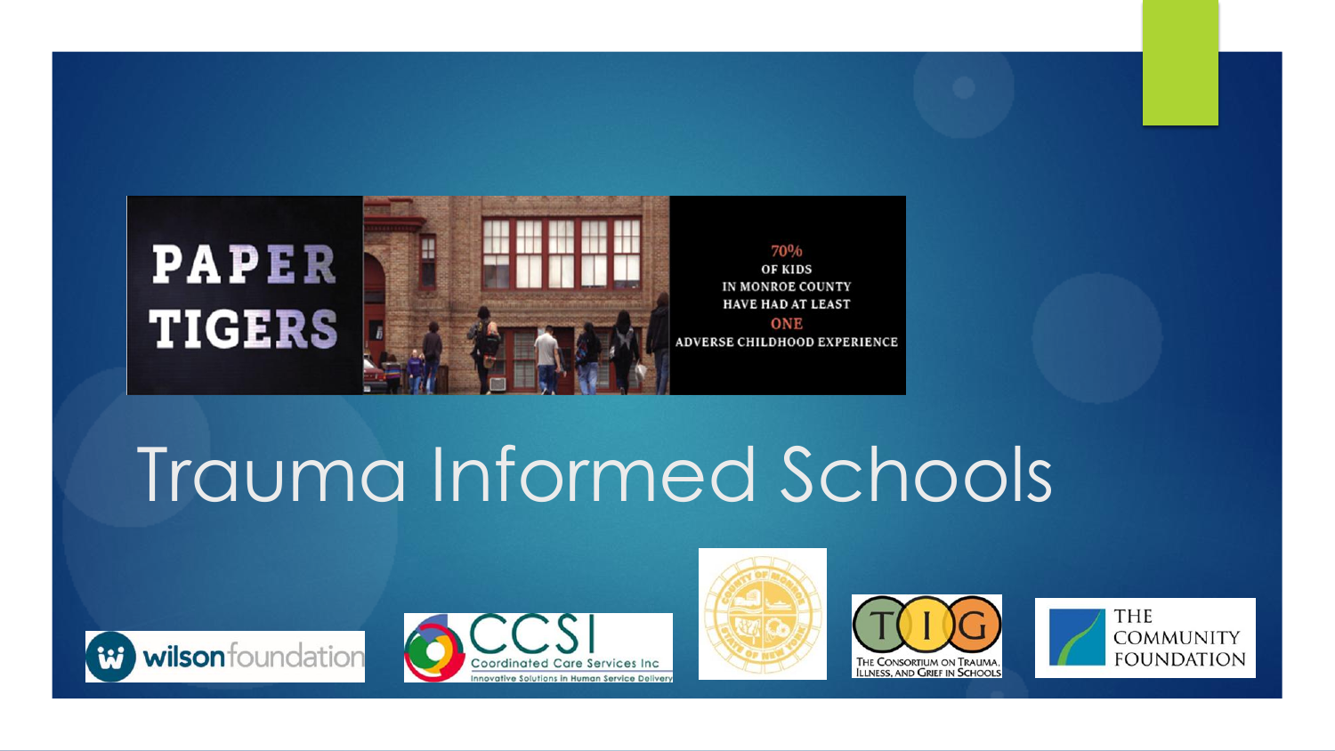PAPER TIGERS

70% OF KIDS IN MONROE COUNTY HAVE HAD AT LEAST ONE ADVERSE CHILDHOOD EXPERIENCE

# Trauma Informed Schools

wilson foundation

CCSI Coordinated Care Services Inc — Innovative Solutions in Human Service Delivery

County of Monroe — State of New York

TIG — The Consortium on Trauma, Illness, and Grief in Schools

The Community Foundation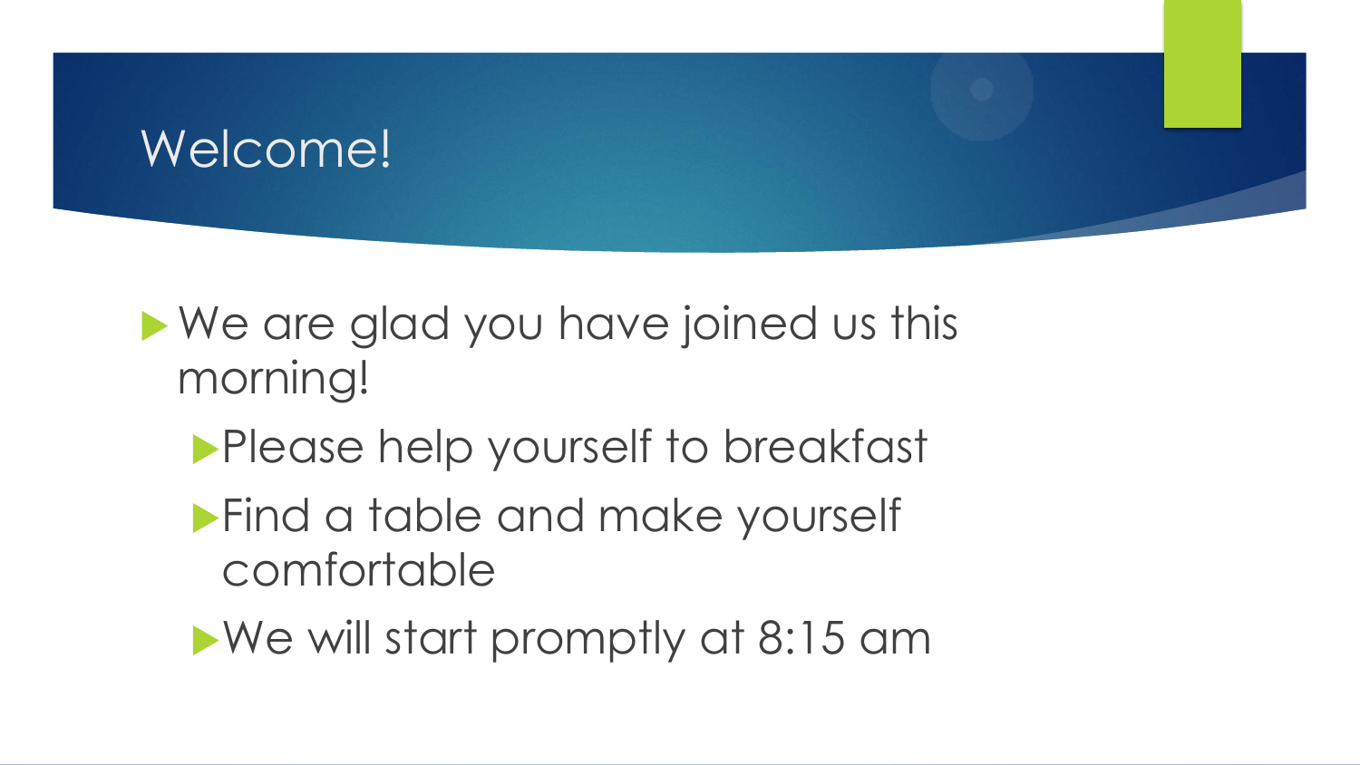# Welcome!

- We are glad you have joined us this morning!
  - Please help yourself to breakfast
  - Find a table and make yourself comfortable
  - We will start promptly at 8:15 am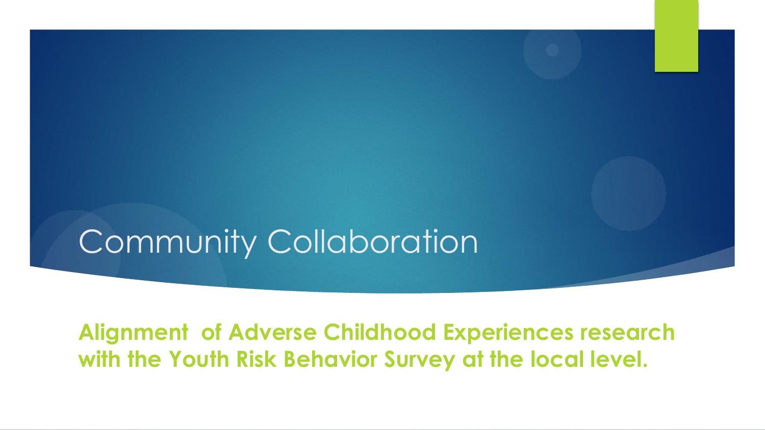# Community Collaboration

**Alignment of Adverse Childhood Experiences research with the Youth Risk Behavior Survey at the local level.**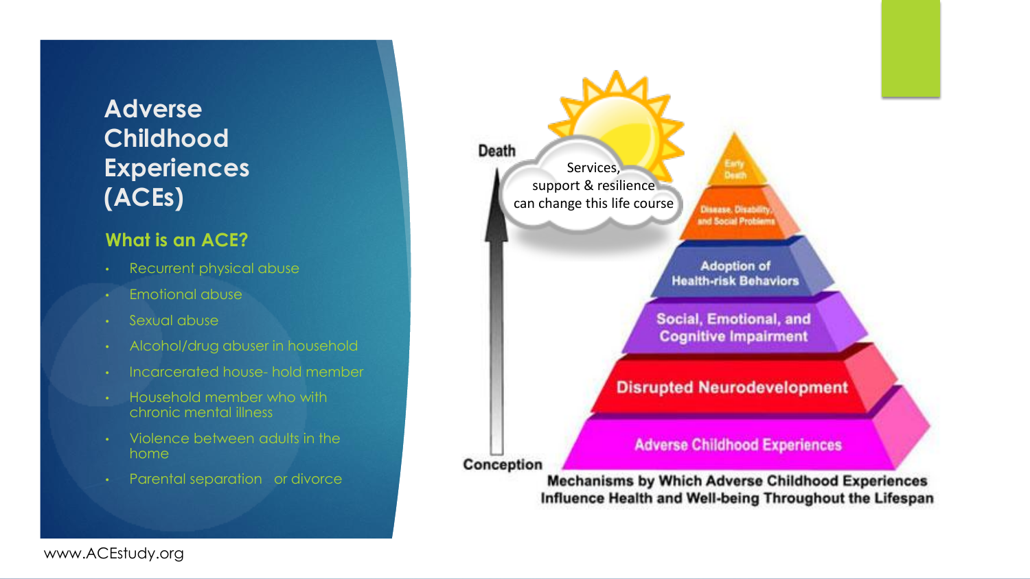# Adverse Childhood Experiences (ACEs)

## What is an ACE?

- Recurrent physical abuse
- Emotional abuse
- Sexual abuse
- Alcohol/drug abuser in household
- Incarcerated house- hold member
- Household member who with chronic mental illness
- Violence between adults in the home
- Parental separation or divorce

Death

Services, support & resilience can change this life course

Early Death

Disease, Disability, and Social Problems

Adoption of Health-risk Behaviors

Social, Emotional, and Cognitive Impairment

Disrupted Neurodevelopment

Adverse Childhood Experiences

Conception

Mechanisms by Which Adverse Childhood Experiences Influence Health and Well-being Throughout the Lifespan

www.ACEstudy.org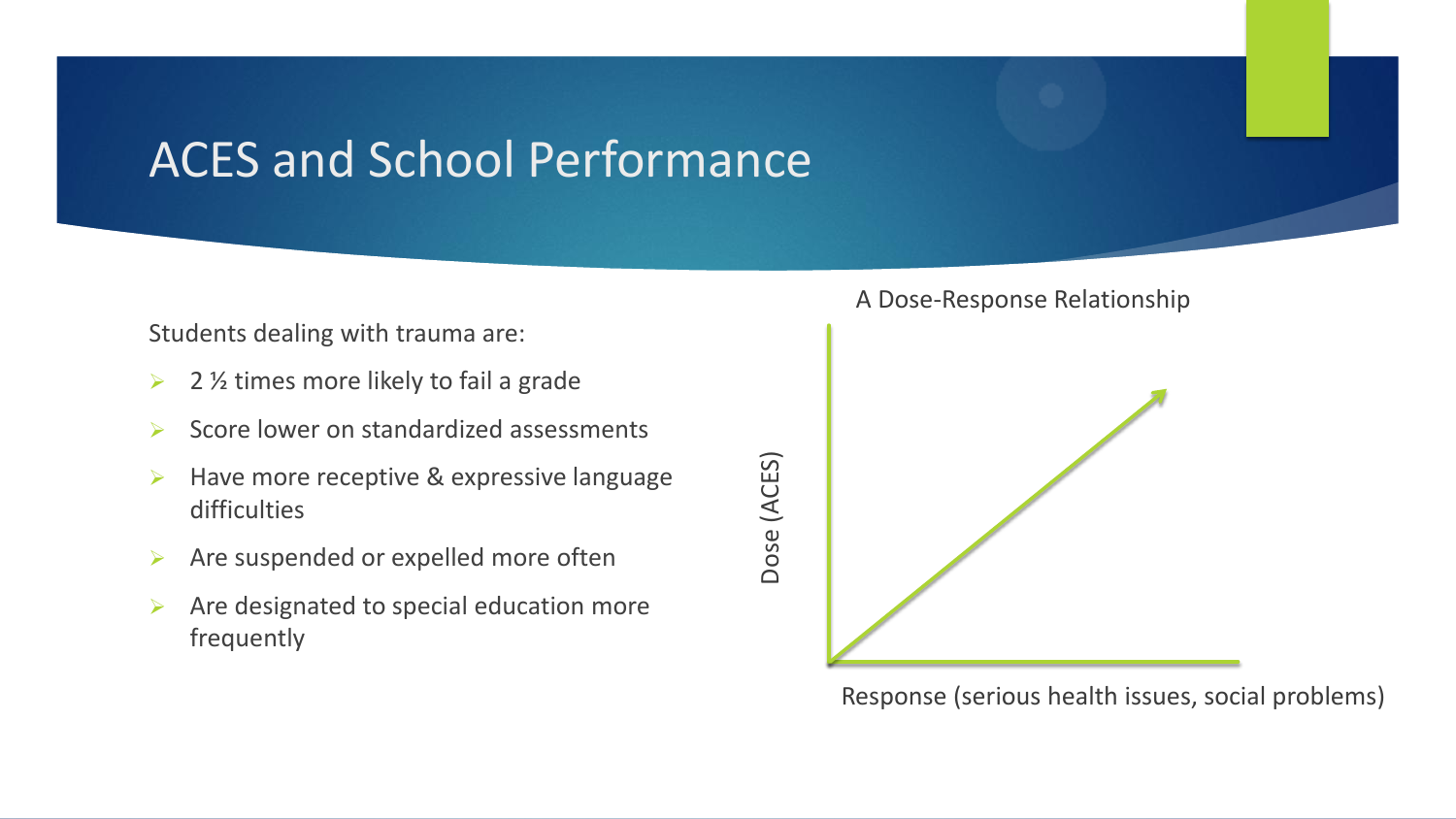# ACES and School Performance

Students dealing with trauma are:

- 2 ½ times more likely to fail a grade
- Score lower on standardized assessments
- Have more receptive & expressive language difficulties
- Are suspended or expelled more often
- Are designated to special education more frequently

A Dose-Response Relationship

Dose (ACES)

Response (serious health issues, social problems)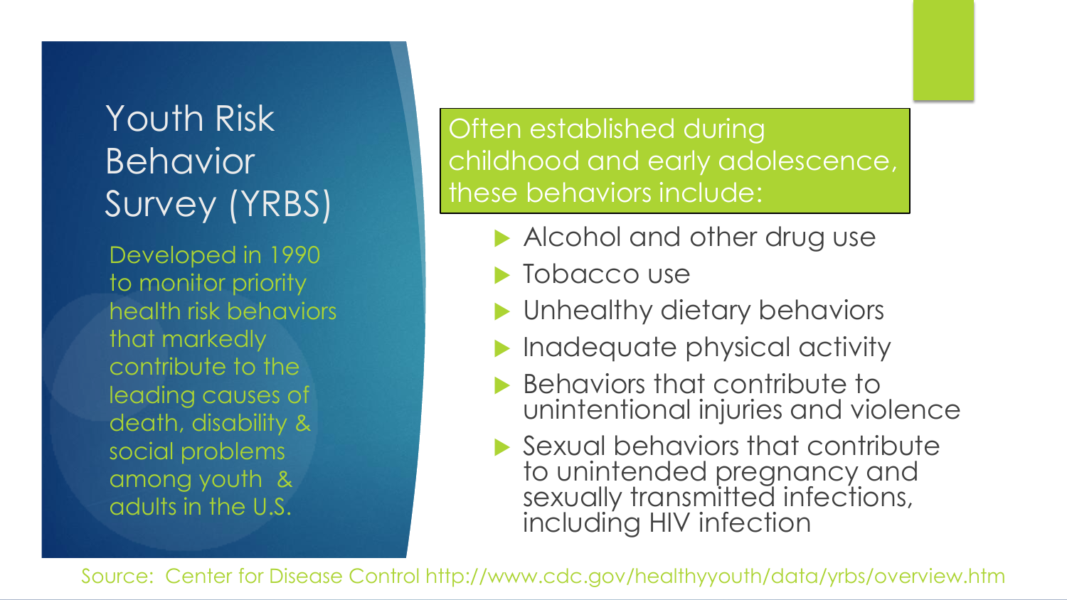# Youth Risk Behavior Survey (YRBS)

Developed in 1990 to monitor priority health risk behaviors that markedly contribute to the leading causes of death, disability & social problems among youth & adults in the U.S.

Often established during childhood and early adolescence, these behaviors include:

- Alcohol and other drug use
- Tobacco use
- Unhealthy dietary behaviors
- Inadequate physical activity
- Behaviors that contribute to unintentional injuries and violence
- Sexual behaviors that contribute to unintended pregnancy and sexually transmitted infections, including HIV infection

Source: Center for Disease Control http://www.cdc.gov/healthyyouth/data/yrbs/overview.htm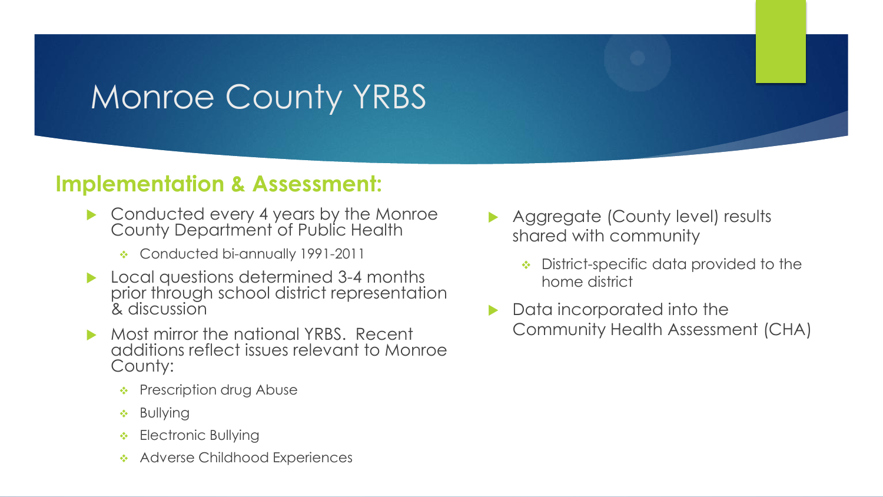# Monroe County YRBS

## Implementation & Assessment:

- Conducted every 4 years by the Monroe County Department of Public Health
  - Conducted bi-annually 1991-2011
- Local questions determined 3-4 months prior through school district representation & discussion
- Most mirror the national YRBS. Recent additions reflect issues relevant to Monroe County:
  - Prescription drug Abuse
  - Bullying
  - Electronic Bullying
  - Adverse Childhood Experiences
- Aggregate (County level) results shared with community
  - District-specific data provided to the home district
- Data incorporated into the Community Health Assessment (CHA)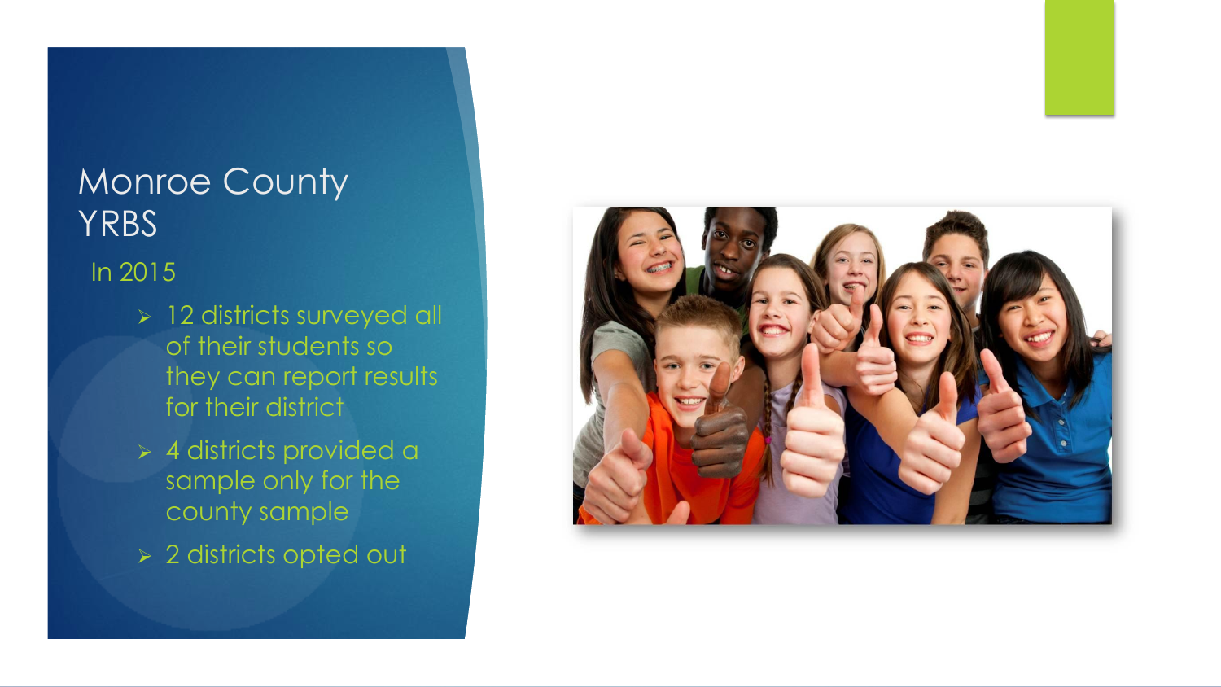# Monroe County YRBS

In 2015

- 12 districts surveyed all of their students so they can report results for their district
- 4 districts provided a sample only for the county sample
- 2 districts opted out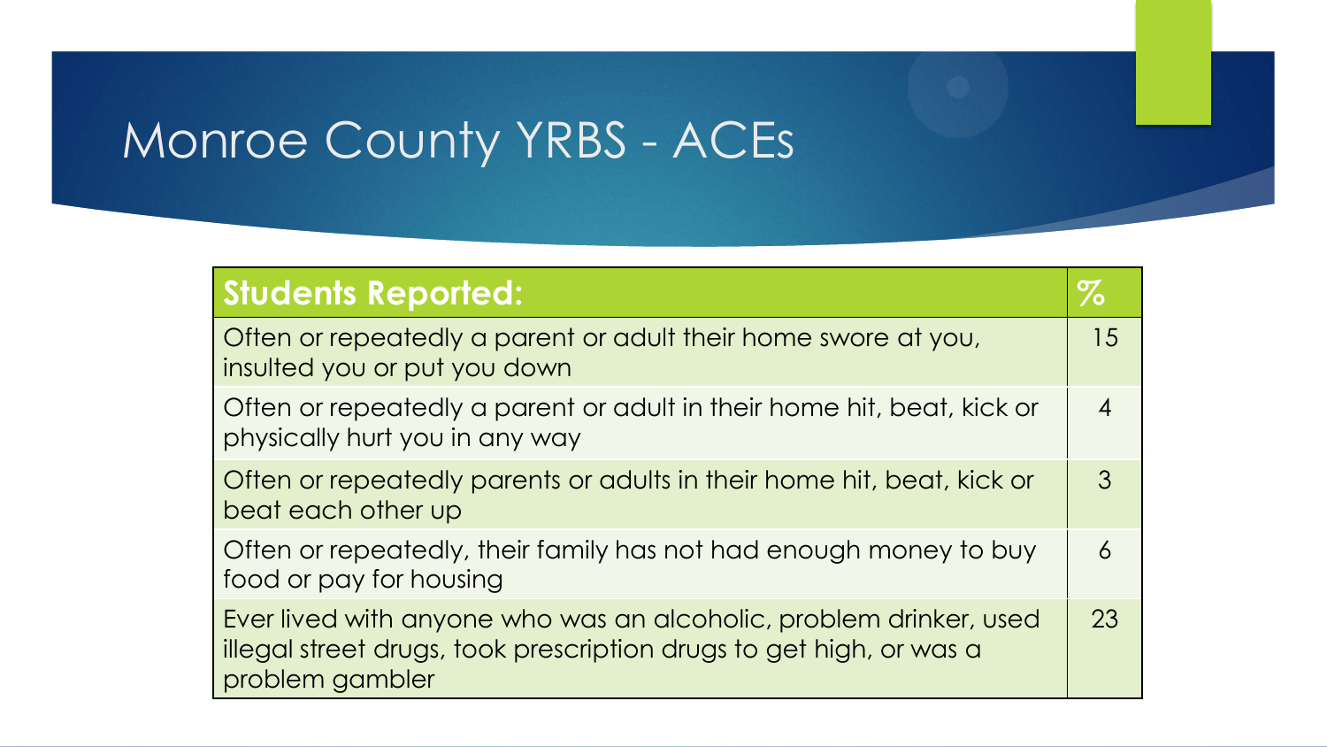# Monroe County YRBS - ACEs

| Students Reported: | % |
| --- | --- |
| Often or repeatedly a parent or adult their home swore at you, insulted you or put you down | 15 |
| Often or repeatedly a parent or adult in their home hit, beat, kick or physically hurt you in any way | 4 |
| Often or repeatedly parents or adults in their home hit, beat, kick or beat each other up | 3 |
| Often or repeatedly, their family has not had enough money to buy food or pay for housing | 6 |
| Ever lived with anyone who was an alcoholic, problem drinker, used illegal street drugs, took prescription drugs to get high, or was a problem gambler | 23 |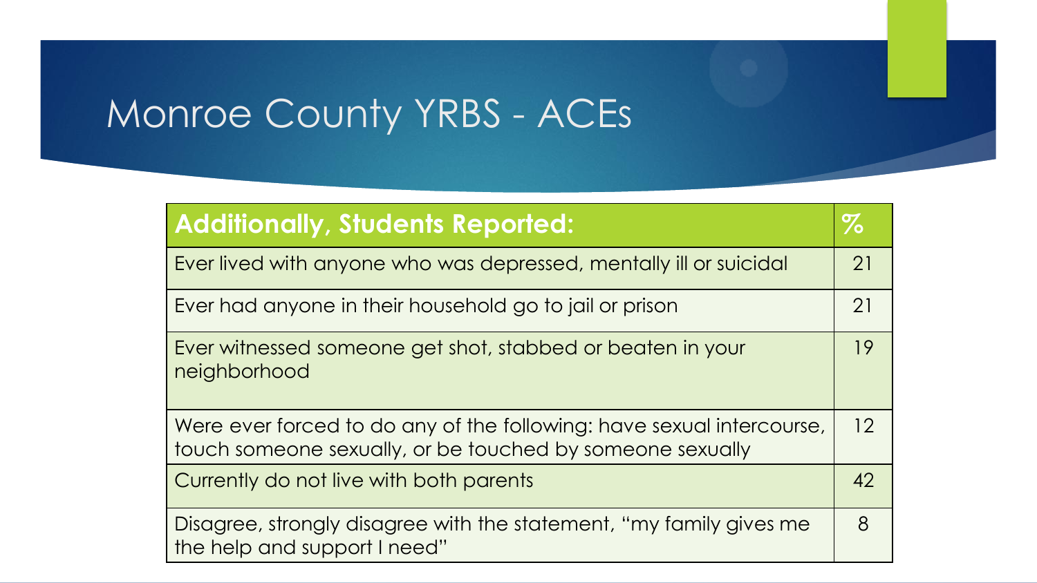# Monroe County YRBS - ACEs

| Additionally, Students Reported: | % |
| --- | --- |
| Ever lived with anyone who was depressed, mentally ill or suicidal | 21 |
| Ever had anyone in their household go to jail or prison | 21 |
| Ever witnessed someone get shot, stabbed or beaten in your neighborhood | 19 |
| Were ever forced to do any of the following: have sexual intercourse, touch someone sexually, or be touched by someone sexually | 12 |
| Currently do not live with both parents | 42 |
| Disagree, strongly disagree with the statement, "my family gives me the help and support I need" | 8 |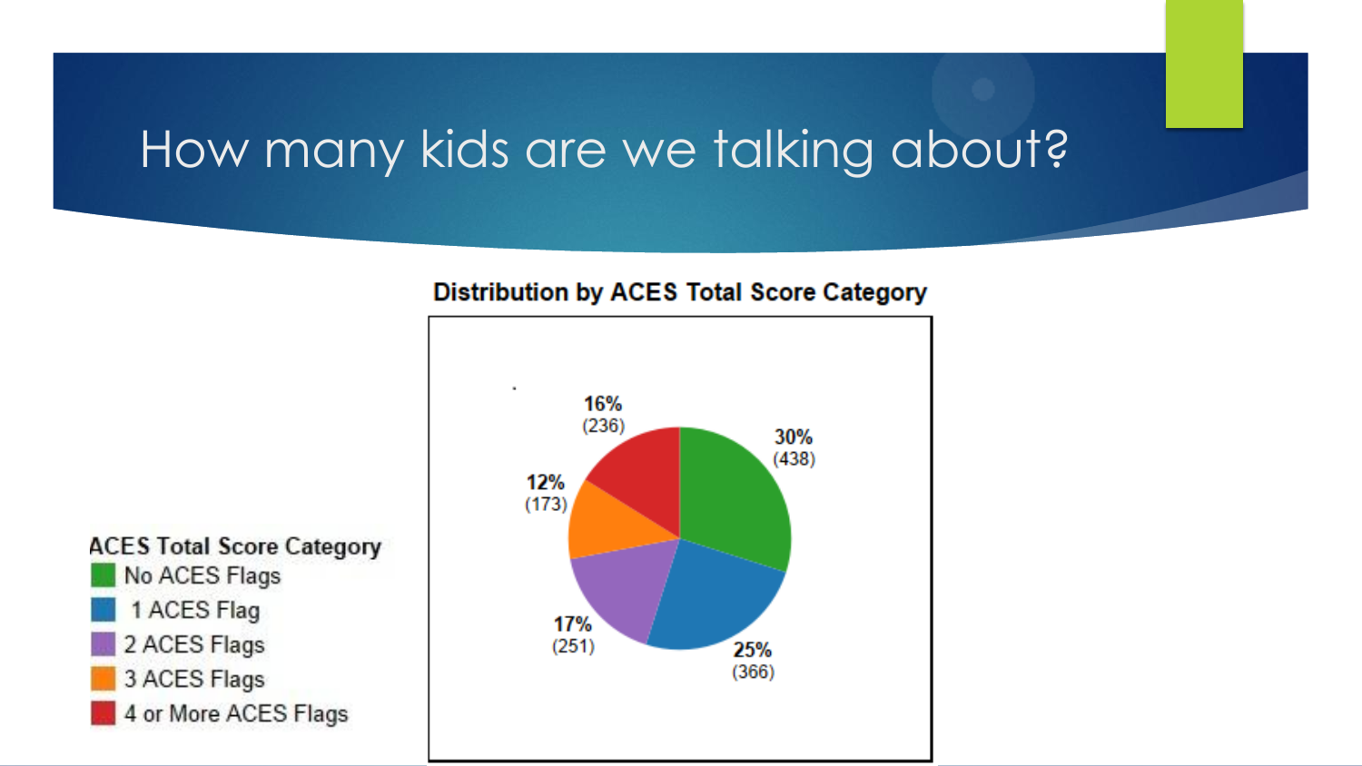# How many kids are we talking about?

**Distribution by ACES Total Score Category**

| ACES Total Score Category | Percent | Count |
| --- | --- | --- |
| No ACES Flags | 30% | (438) |
| 1 ACES Flag | 25% | (366) |
| 2 ACES Flags | 17% | (251) |
| 3 ACES Flags | 12% | (173) |
| 4 or More ACES Flags | 16% | (236) |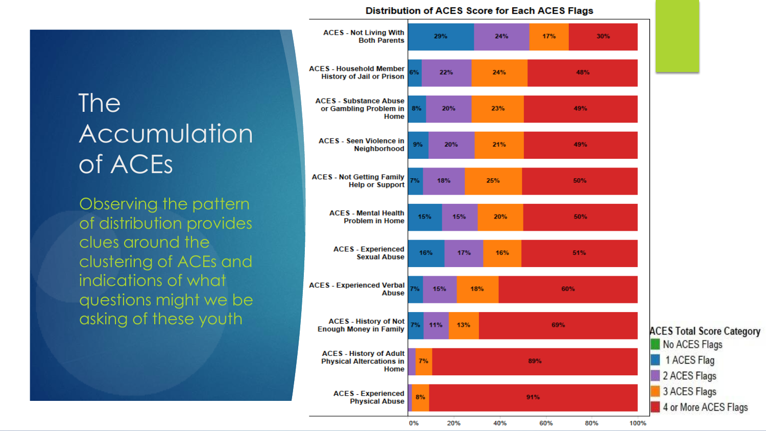# The Accumulation of ACEs

Observing the pattern of distribution provides clues around the clustering of ACEs and indications of what questions might we be asking of these youth

**Distribution of ACES Score for Each ACES Flags**

| ACES Flag | 1 ACES Flag | 2 ACES Flags | 3 ACES Flags | 4 or More ACES Flags |
|---|---|---|---|---|
| ACES - Not Living With Both Parents | 29% | 24% | 17% | 30% |
| ACES - Household Member History of Jail or Prison | 6% | 22% | 24% | 48% |
| ACES - Substance Abuse or Gambling Problem in Home | 8% | 20% | 23% | 49% |
| ACES - Seen Violence in Neighborhood | 9% | 20% | 21% | 49% |
| ACES - Not Getting Family Help or Support | 7% | 18% | 25% | 50% |
| ACES - Mental Health Problem in Home | 15% | 15% | 20% | 50% |
| ACES - Experienced Sexual Abuse | 16% | 17% | 16% | 51% |
| ACES - Experienced Verbal Abuse | 7% | 15% | 18% | 60% |
| ACES - History of Not Enough Money in Family | 7% | 11% | 13% | 69% |
| ACES - History of Adult Physical Altercations in Home | | | 7% | 89% |
| ACES - Experienced Physical Abuse | | | 8% | 91% |

ACES Total Score Category
- No ACES Flags
- 1 ACES Flag
- 2 ACES Flags
- 3 ACES Flags
- 4 or More ACES Flags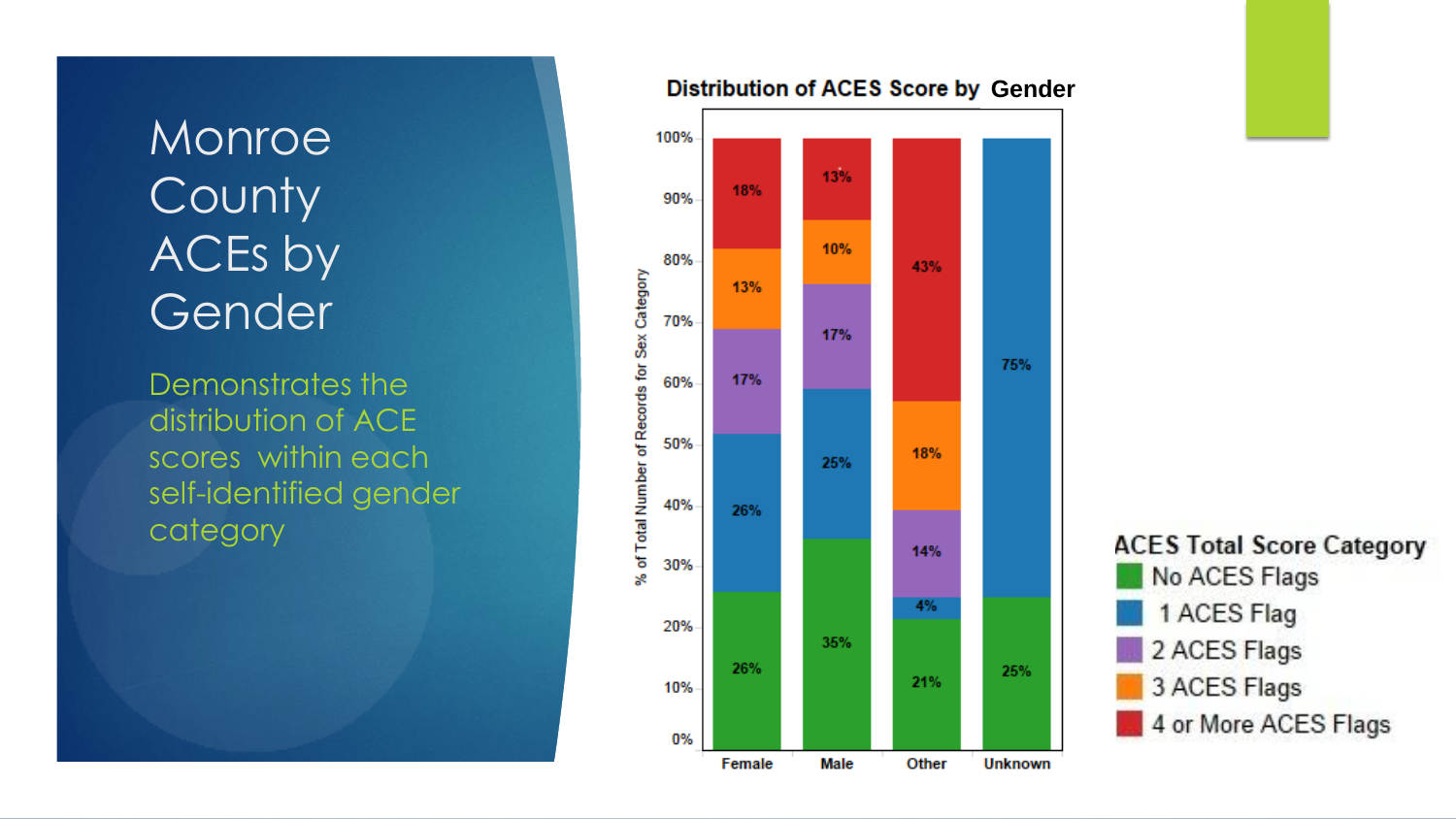# Monroe County ACEs by Gender

Demonstrates the distribution of ACE scores within each self-identified gender category

**Distribution of ACES Score by Gender**

| ACES Total Score Category | Female | Male | Other | Unknown |
|---|---|---|---|---|
| No ACES Flags | 26% | 35% | 21% | 25% |
| 1 ACES Flag | 26% | 25% | 4% | 75% |
| 2 ACES Flags | 17% | 17% | 14% | |
| 3 ACES Flags | 13% | 10% | 18% | |
| 4 or More ACES Flags | 18% | 13% | 43% | |

% of Total Number of Records for Sex Category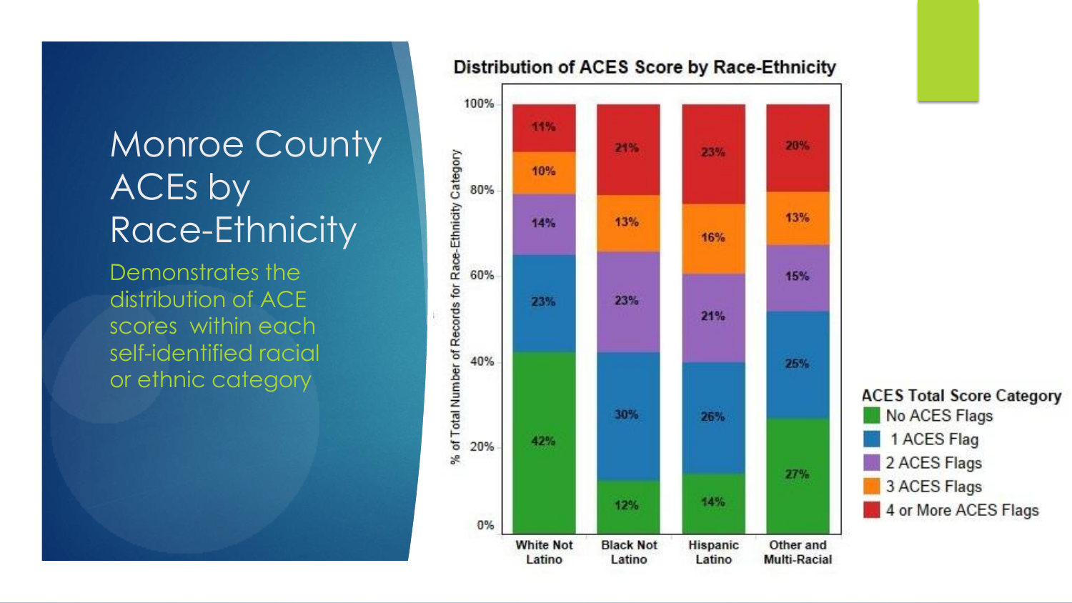# Monroe County ACEs by Race-Ethnicity

Demonstrates the distribution of ACE scores within each self-identified racial or ethnic category

**Distribution of ACES Score by Race-Ethnicity**

| ACES Total Score Category | White Not Latino | Black Not Latino | Hispanic Latino | Other and Multi-Racial |
|---|---|---|---|---|
| No ACES Flags | 42% | 12% | 14% | 27% |
| 1 ACES Flag | 23% | 30% | 26% | 25% |
| 2 ACES Flags | 14% | 23% | 21% | 15% |
| 3 ACES Flags | 10% | 13% | 16% | 13% |
| 4 or More ACES Flags | 11% | 21% | 23% | 20% |

Y-axis: % of Total Number of Records for Race-Ethnicity Category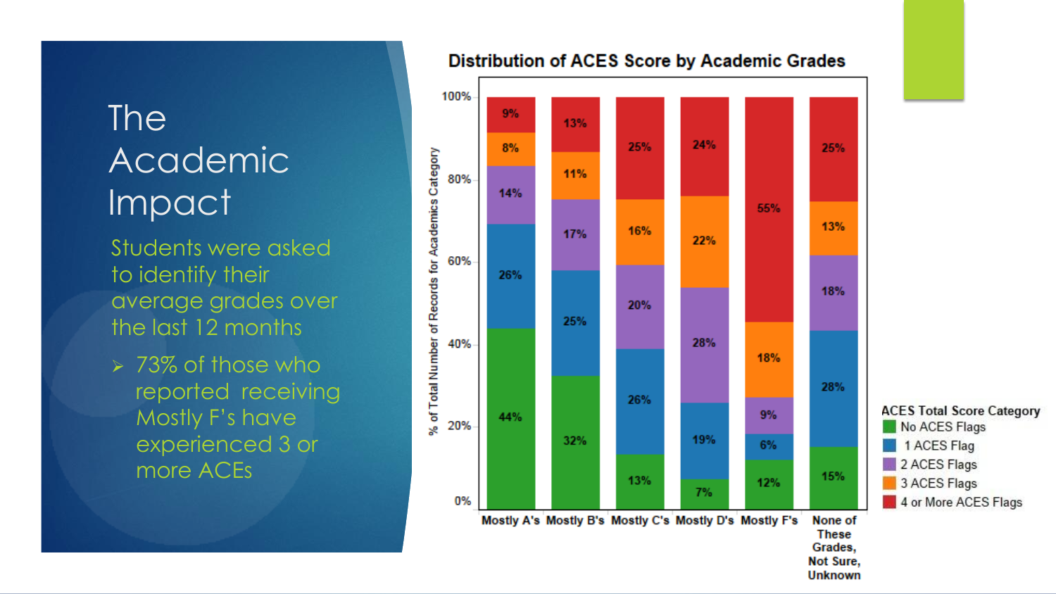# The Academic Impact

Students were asked to identify their average grades over the last 12 months

- 73% of those who reported receiving Mostly F's have experienced 3 or more ACEs

**Distribution of ACES Score by Academic Grades**

| ACES Total Score Category | Mostly A's | Mostly B's | Mostly C's | Mostly D's | Mostly F's | None of These Grades, Not Sure, Unknown |
|---|---|---|---|---|---|---|
| No ACES Flags | 44% | 32% | 13% | 7% | 12% | 15% |
| 1 ACES Flag | 26% | 25% | 26% | 19% | 6% | 28% |
| 2 ACES Flags | 14% | 17% | 20% | 28% | 9% | 18% |
| 3 ACES Flags | 8% | 11% | 16% | 22% | 18% | 13% |
| 4 or More ACES Flags | 9% | 13% | 25% | 24% | 55% | 25% |

Y-axis: % of Total Number of Records for Academics Category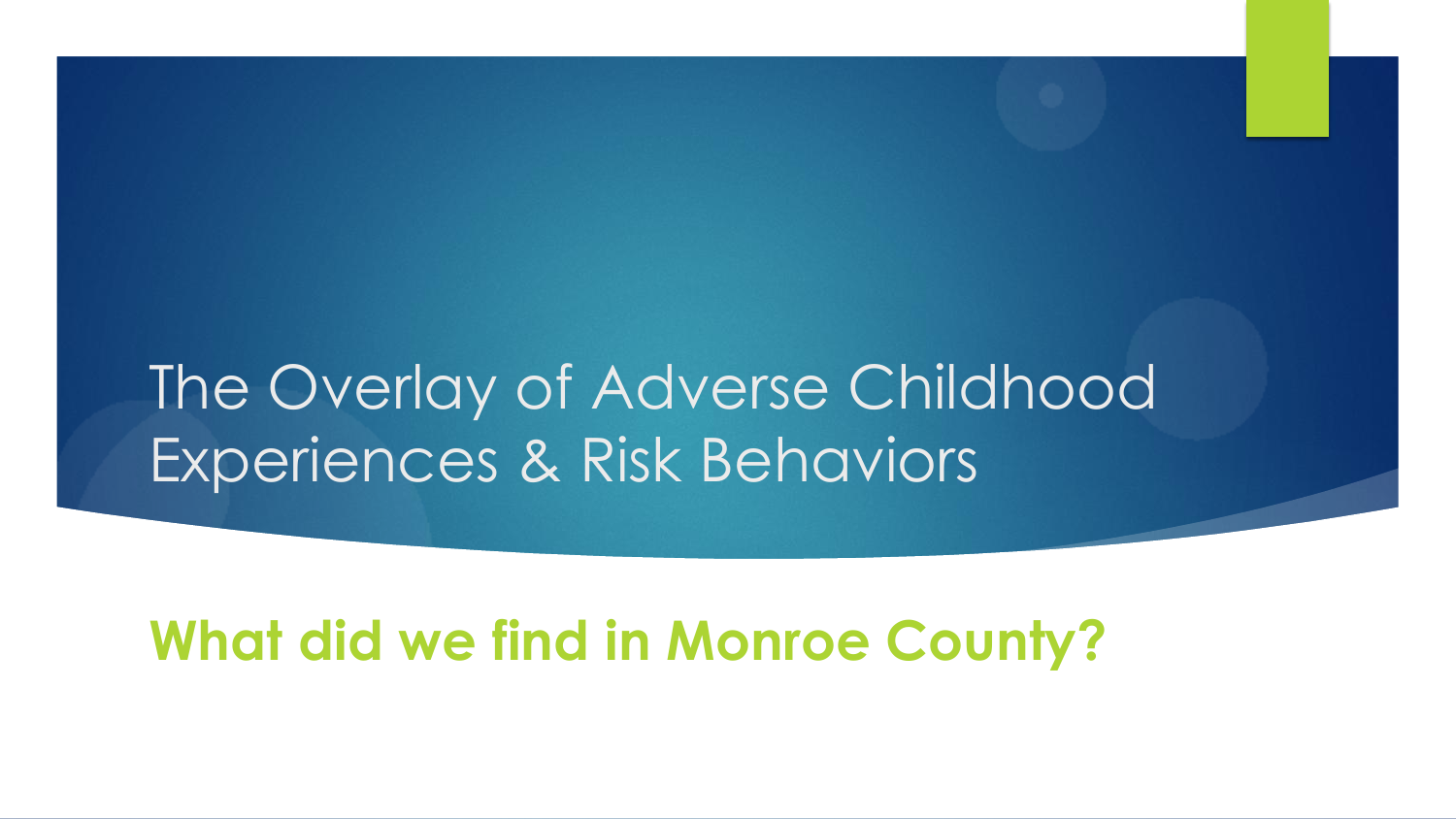# The Overlay of Adverse Childhood Experiences & Risk Behaviors

## What did we find in Monroe County?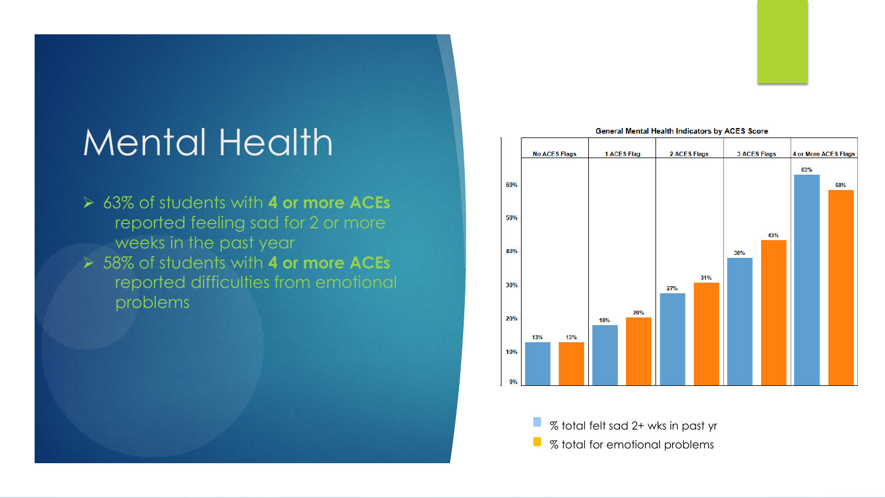# Mental Health

- 63% of students with **4 or more ACEs** reported feeling sad for 2 or more weeks in the past year
- 58% of students with **4 or more ACEs** reported difficulties from emotional problems

**General Mental Health Indicators by ACES Score**

| | No ACES Flags | 1 ACES Flag | 2 ACES Flags | 3 ACES Flags | 4 or More ACES Flags |
|---|---|---|---|---|---|
| % total felt sad 2+ wks in past yr | 13% | 18% | 27% | 38% | 63% |
| % total for emotional problems | 13% | 20% | 31% | 43% | 58% |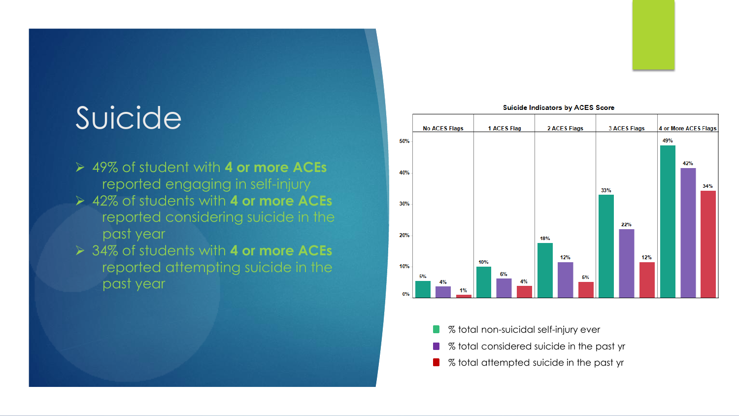# Suicide

- 49% of student with **4 or more ACEs** reported engaging in self-injury
- 42% of students with **4 or more ACEs** reported considering suicide in the past year
- 34% of students with **4 or more ACEs** reported attempting suicide in the past year

**Suicide Indicators by ACES Score**

| | No ACES Flags | 1 ACES Flag | 2 ACES Flags | 3 ACES Flags | 4 or More ACES Flags |
|---|---|---|---|---|---|
| % total non-suicidal self-injury ever | 5% | 10% | 18% | 33% | 49% |
| % total considered suicide in the past yr | 4% | 6% | 12% | 22% | 42% |
| % total attempted suicide in the past yr | 1% | 4% | 5% | 12% | 34% |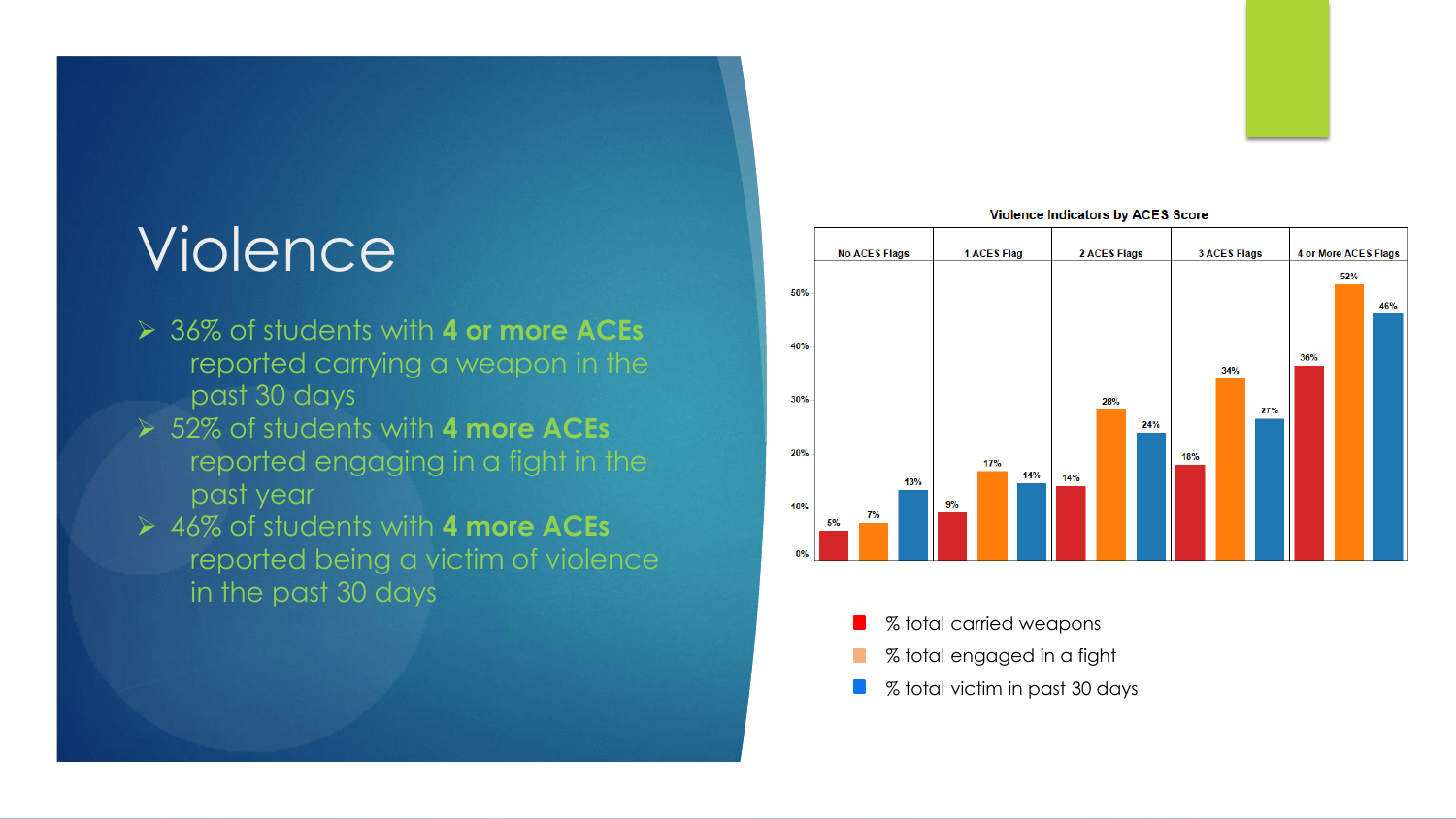# Violence

- 36% of students with **4 or more ACEs** reported carrying a weapon in the past 30 days
- 52% of students with **4 more ACEs** reported engaging in a fight in the past year
- 46% of students with **4 more ACEs** reported being a victim of violence in the past 30 days

**Violence Indicators by ACES Score**

| | No ACES Flags | 1 ACES Flag | 2 ACES Flags | 3 ACES Flags | 4 or More ACES Flags |
|---|---|---|---|---|---|
| % total carried weapons | 5% | 9% | 14% | 18% | 36% |
| % total engaged in a fight | 7% | 17% | 28% | 34% | 52% |
| % total victim in past 30 days | 13% | 14% | 24% | 27% | 46% |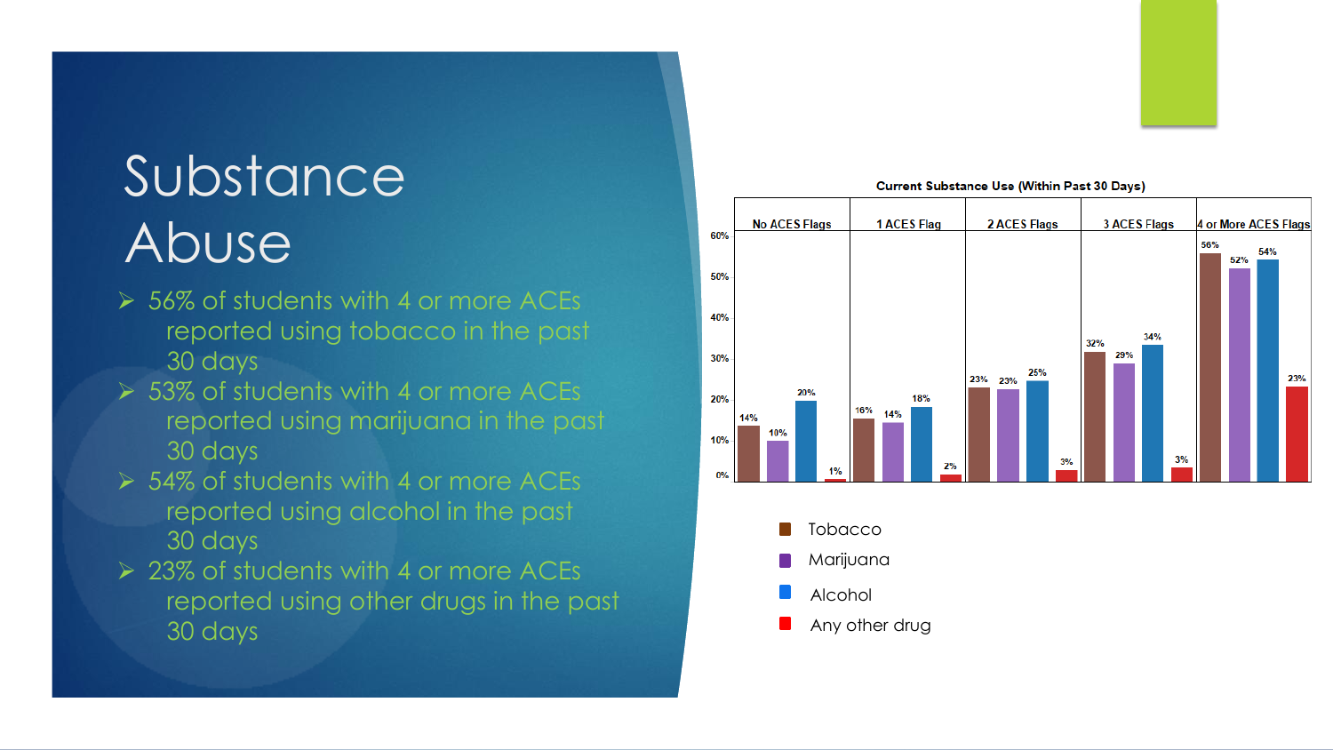# Substance Abuse

- 56% of students with 4 or more ACEs reported using tobacco in the past 30 days
- 53% of students with 4 or more ACEs reported using marijuana in the past 30 days
- 54% of students with 4 or more ACEs reported using alcohol in the past 30 days
- 23% of students with 4 or more ACEs reported using other drugs in the past 30 days

**Current Substance Use (Within Past 30 Days)**

| | No ACES Flags | 1 ACES Flag | 2 ACES Flags | 3 ACES Flags | 4 or More ACES Flags |
|---|---|---|---|---|---|
| Tobacco | 14% | 16% | 23% | 32% | 56% |
| Marijuana | 10% | 14% | 23% | 29% | 52% |
| Alcohol | 20% | 18% | 25% | 34% | 54% |
| Any other drug | 1% | 2% | 3% | 3% | 23% |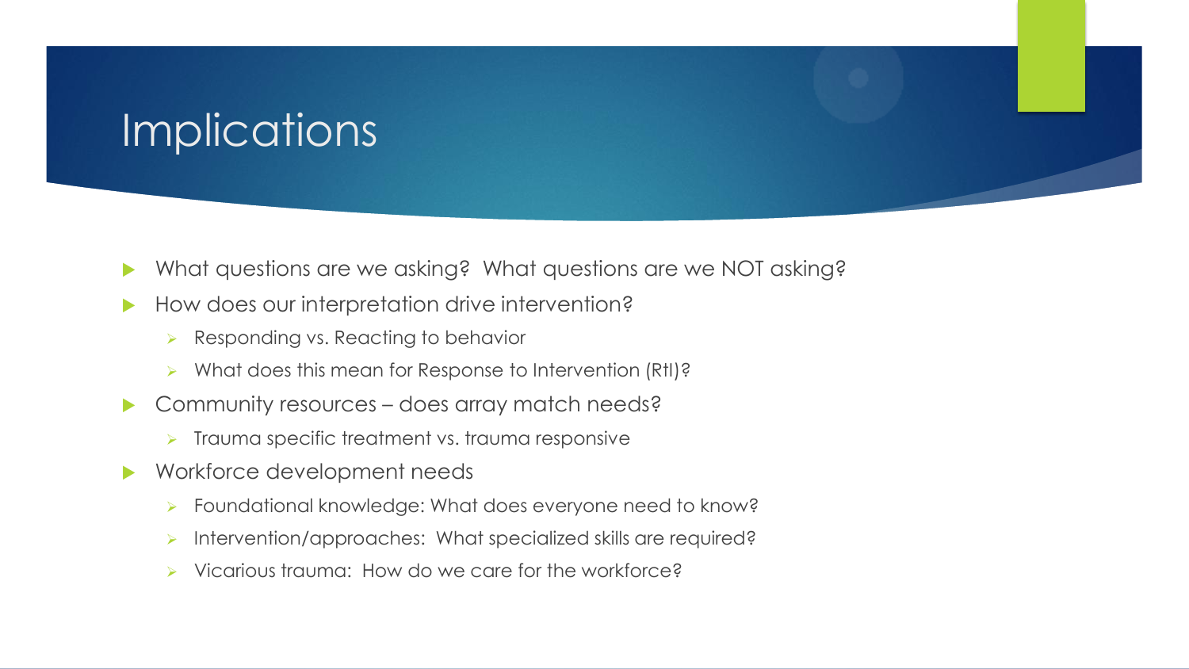# Implications

- What questions are we asking? What questions are we NOT asking?
- How does our interpretation drive intervention?
  - Responding vs. Reacting to behavior
  - What does this mean for Response to Intervention (RtI)?
- Community resources – does array match needs?
  - Trauma specific treatment vs. trauma responsive
- Workforce development needs
  - Foundational knowledge: What does everyone need to know?
  - Intervention/approaches: What specialized skills are required?
  - Vicarious trauma: How do we care for the workforce?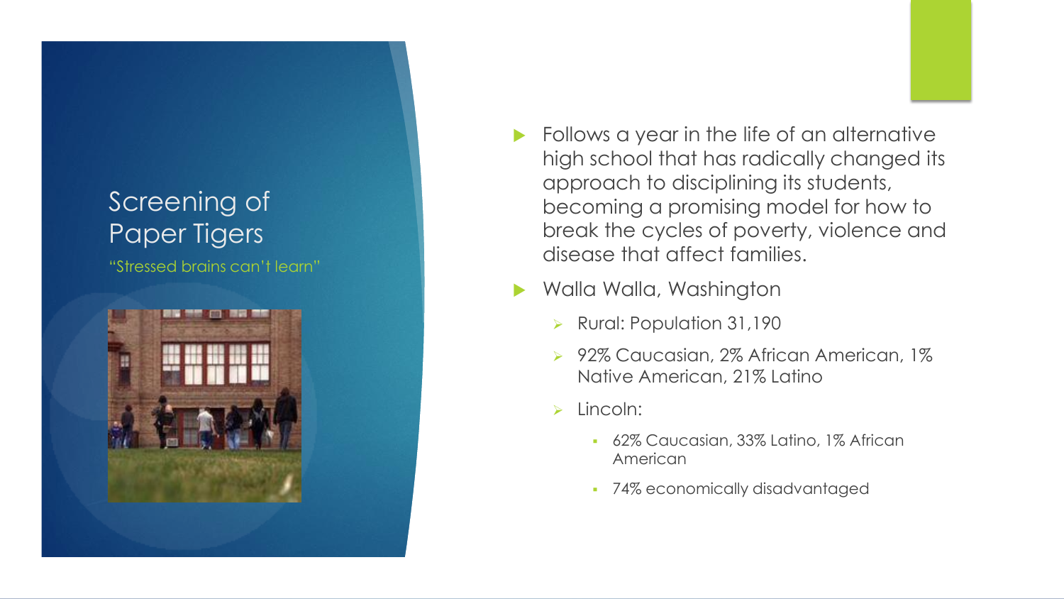# Screening of Paper Tigers

"Stressed brains can't learn"

- Follows a year in the life of an alternative high school that has radically changed its approach to disciplining its students, becoming a promising model for how to break the cycles of poverty, violence and disease that affect families.
- Walla Walla, Washington
  - Rural: Population 31,190
  - 92% Caucasian, 2% African American, 1% Native American, 21% Latino
  - Lincoln:
    - 62% Caucasian, 33% Latino, 1% African American
    - 74% economically disadvantaged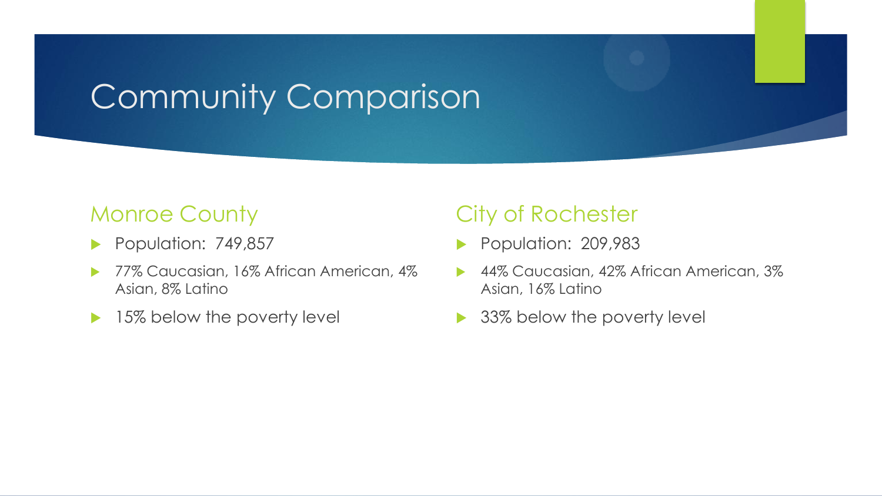# Community Comparison

## Monroe County

- Population: 749,857
- 77% Caucasian, 16% African American, 4% Asian, 8% Latino
- 15% below the poverty level

## City of Rochester

- Population: 209,983
- 44% Caucasian, 42% African American, 3% Asian, 16% Latino
- 33% below the poverty level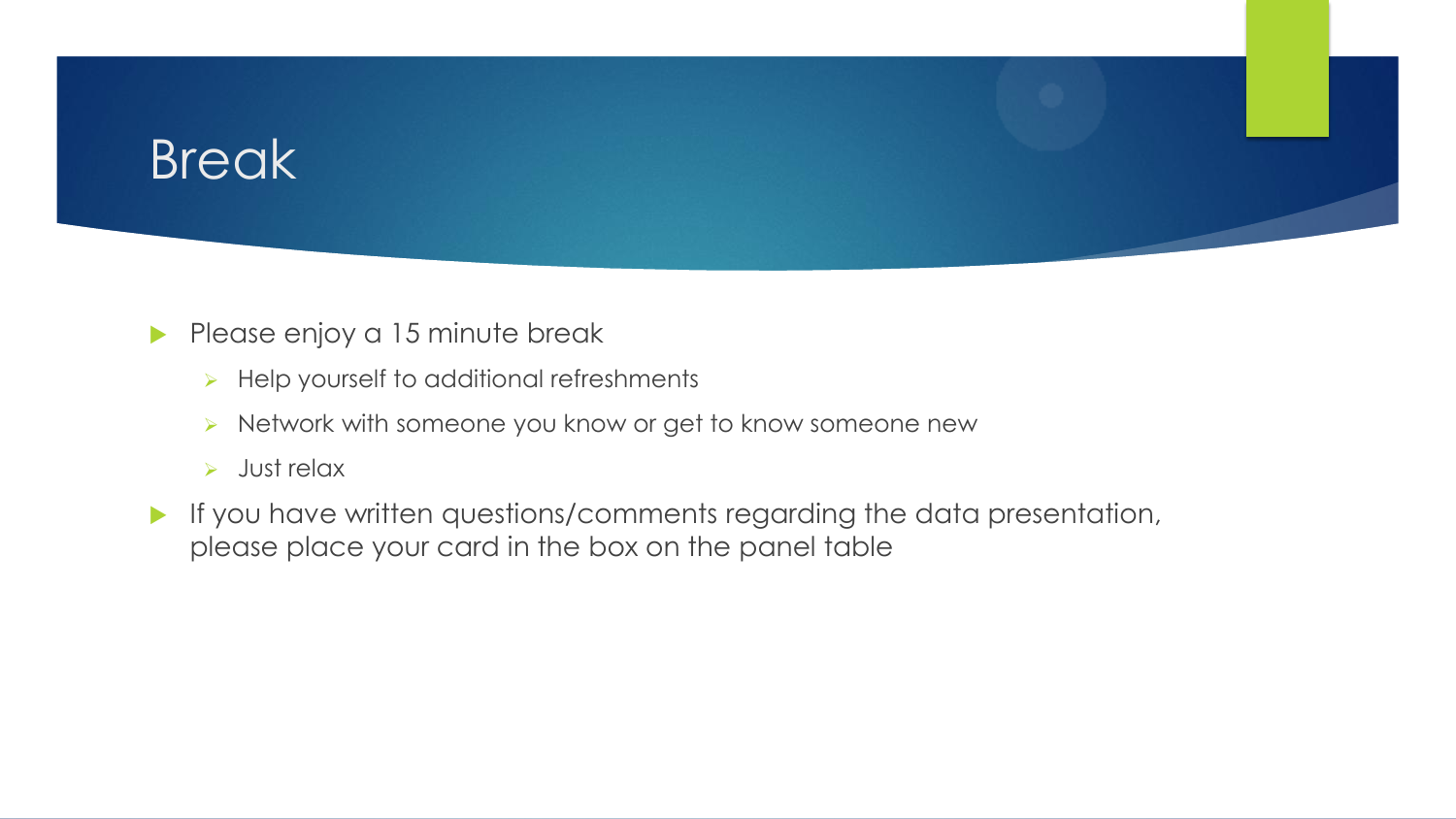# Break

- Please enjoy a 15 minute break
  - Help yourself to additional refreshments
  - Network with someone you know or get to know someone new
  - Just relax
- If you have written questions/comments regarding the data presentation, please place your card in the box on the panel table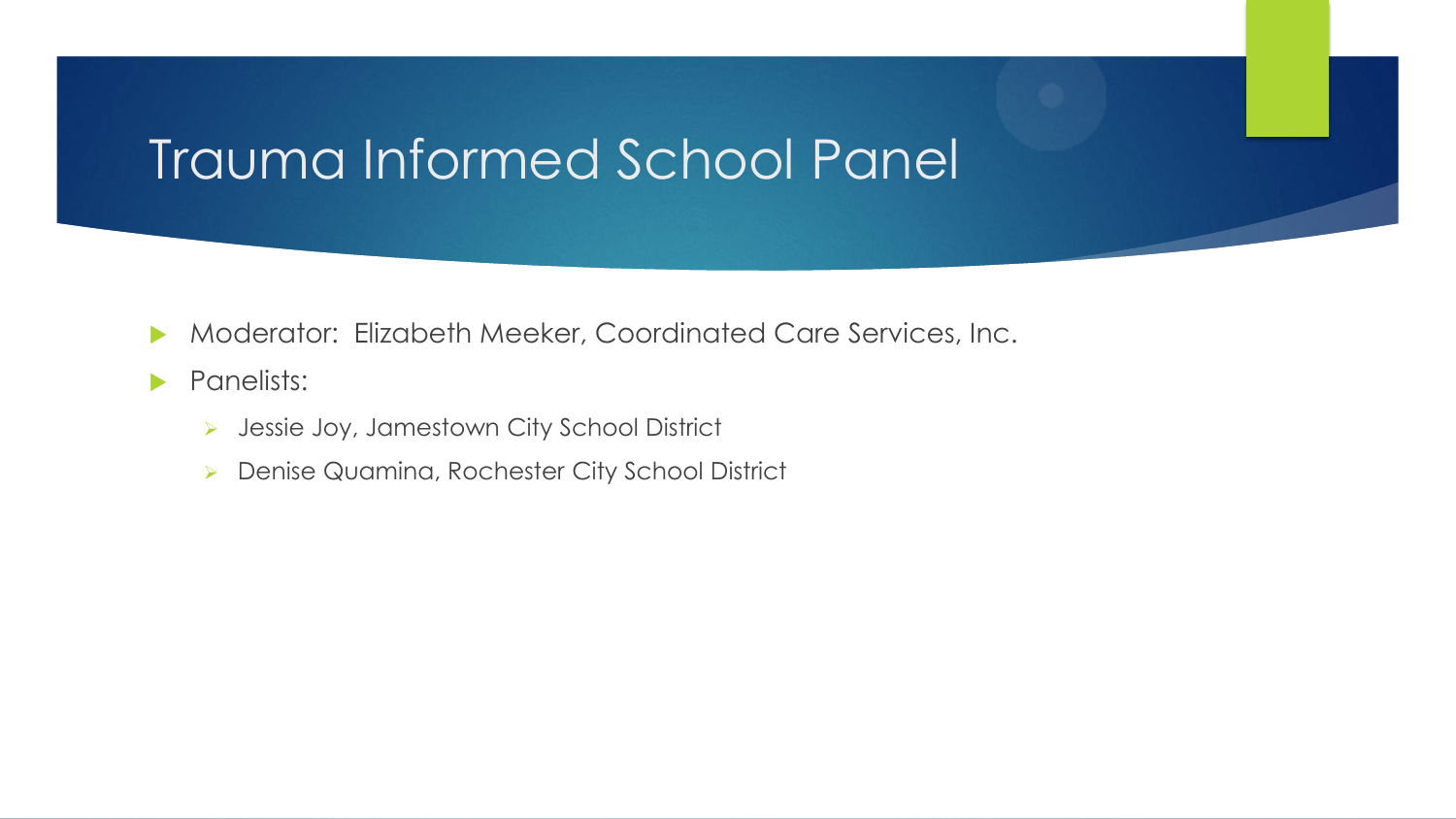# Trauma Informed School Panel

- Moderator:  Elizabeth Meeker, Coordinated Care Services, Inc.
- Panelists:
  - Jessie Joy, Jamestown City School District
  - Denise Quamina, Rochester City School District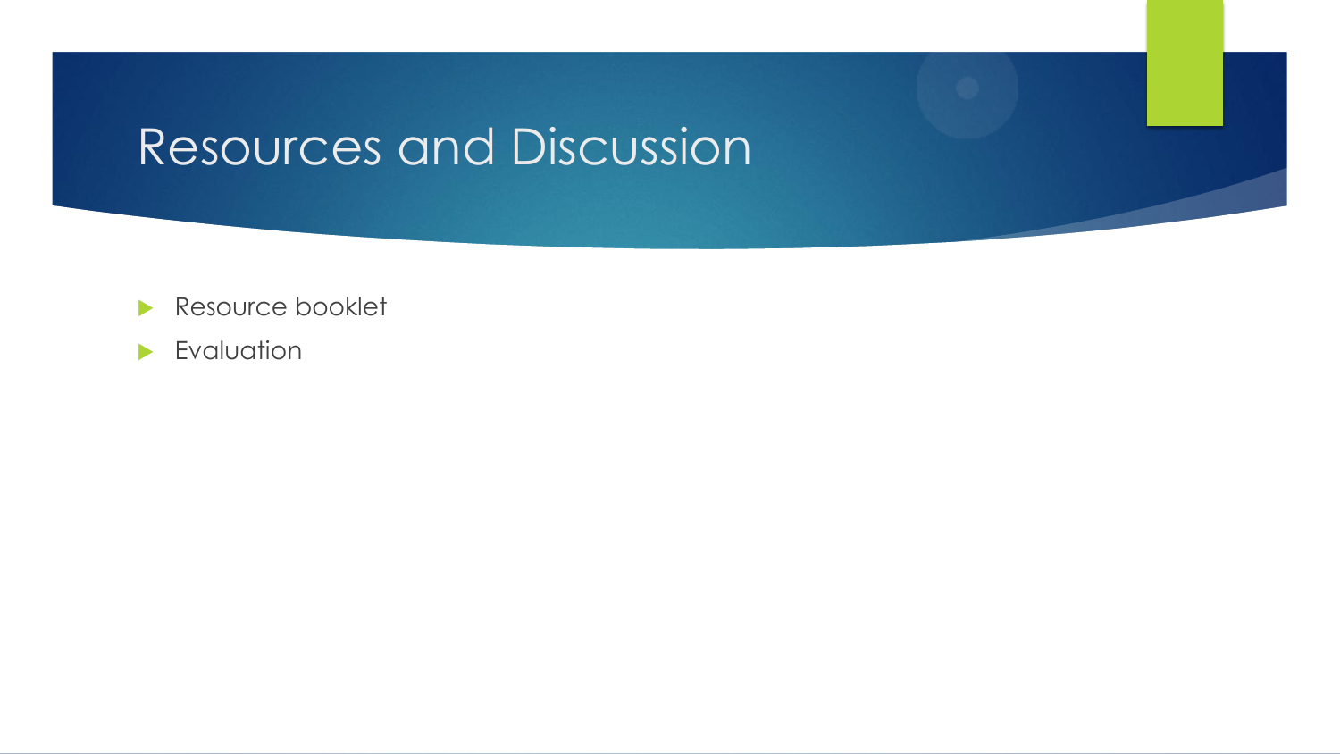# Resources and Discussion

- Resource booklet
- Evaluation